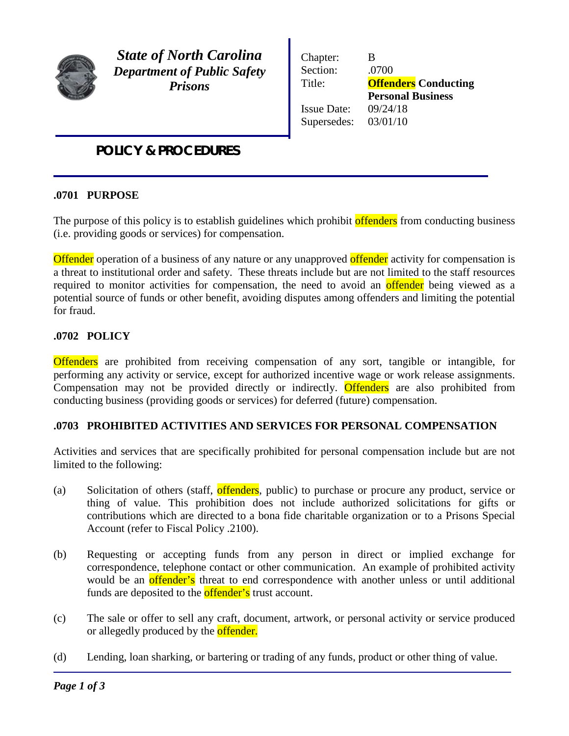***State of North Carolina***
***Department of Public Safety***
***Prisons***

| | |
|---|---|
| Chapter: | B |
| Section: | .0700 |
| Title: | **Offenders Conducting Personal Business** |
| Issue Date: | 09/24/18 |
| Supersedes: | 03/01/10 |

# POLICY & PROCEDURES

## .0701 PURPOSE

The purpose of this policy is to establish guidelines which prohibit offenders from conducting business (i.e. providing goods or services) for compensation.

Offender operation of a business of any nature or any unapproved offender activity for compensation is a threat to institutional order and safety. These threats include but are not limited to the staff resources required to monitor activities for compensation, the need to avoid an offender being viewed as a potential source of funds or other benefit, avoiding disputes among offenders and limiting the potential for fraud.

## .0702 POLICY

Offenders are prohibited from receiving compensation of any sort, tangible or intangible, for performing any activity or service, except for authorized incentive wage or work release assignments. Compensation may not be provided directly or indirectly. Offenders are also prohibited from conducting business (providing goods or services) for deferred (future) compensation.

## .0703 PROHIBITED ACTIVITIES AND SERVICES FOR PERSONAL COMPENSATION

Activities and services that are specifically prohibited for personal compensation include but are not limited to the following:

(a) Solicitation of others (staff, offenders, public) to purchase or procure any product, service or thing of value. This prohibition does not include authorized solicitations for gifts or contributions which are directed to a bona fide charitable organization or to a Prisons Special Account (refer to Fiscal Policy .2100).

(b) Requesting or accepting funds from any person in direct or implied exchange for correspondence, telephone contact or other communication. An example of prohibited activity would be an offender's threat to end correspondence with another unless or until additional funds are deposited to the offender's trust account.

(c) The sale or offer to sell any craft, document, artwork, or personal activity or service produced or allegedly produced by the offender.

(d) Lending, loan sharking, or bartering or trading of any funds, product or other thing of value.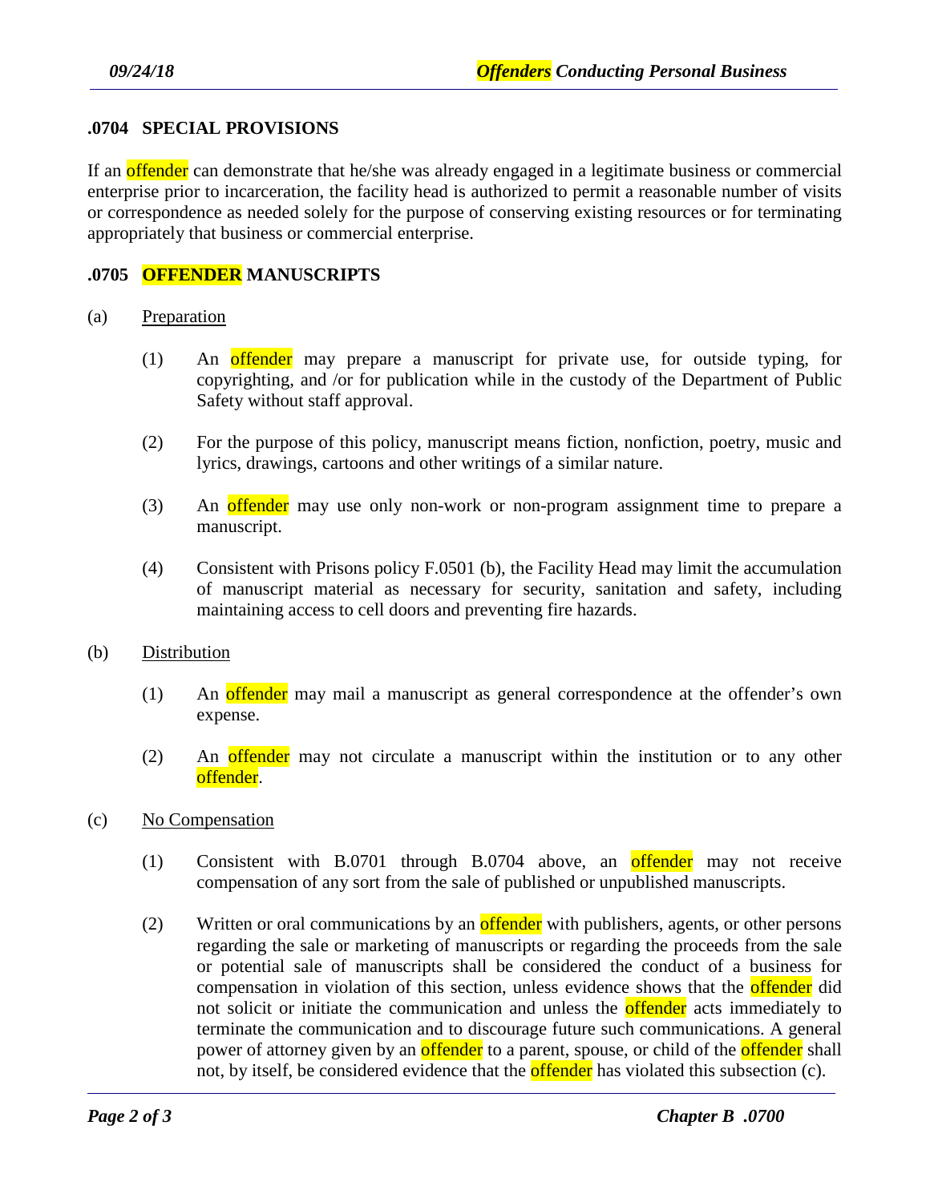## .0704 SPECIAL PROVISIONS

If an offender can demonstrate that he/she was already engaged in a legitimate business or commercial enterprise prior to incarceration, the facility head is authorized to permit a reasonable number of visits or correspondence as needed solely for the purpose of conserving existing resources or for terminating appropriately that business or commercial enterprise.

## .0705 OFFENDER MANUSCRIPTS

(a) Preparation

(1) An offender may prepare a manuscript for private use, for outside typing, for copyrighting, and /or for publication while in the custody of the Department of Public Safety without staff approval.

(2) For the purpose of this policy, manuscript means fiction, nonfiction, poetry, music and lyrics, drawings, cartoons and other writings of a similar nature.

(3) An offender may use only non-work or non-program assignment time to prepare a manuscript.

(4) Consistent with Prisons policy F.0501 (b), the Facility Head may limit the accumulation of manuscript material as necessary for security, sanitation and safety, including maintaining access to cell doors and preventing fire hazards.

(b) Distribution

(1) An offender may mail a manuscript as general correspondence at the offender's own expense.

(2) An offender may not circulate a manuscript within the institution or to any other offender.

(c) No Compensation

(1) Consistent with B.0701 through B.0704 above, an offender may not receive compensation of any sort from the sale of published or unpublished manuscripts.

(2) Written or oral communications by an offender with publishers, agents, or other persons regarding the sale or marketing of manuscripts or regarding the proceeds from the sale or potential sale of manuscripts shall be considered the conduct of a business for compensation in violation of this section, unless evidence shows that the offender did not solicit or initiate the communication and unless the offender acts immediately to terminate the communication and to discourage future such communications. A general power of attorney given by an offender to a parent, spouse, or child of the offender shall not, by itself, be considered evidence that the offender has violated this subsection (c).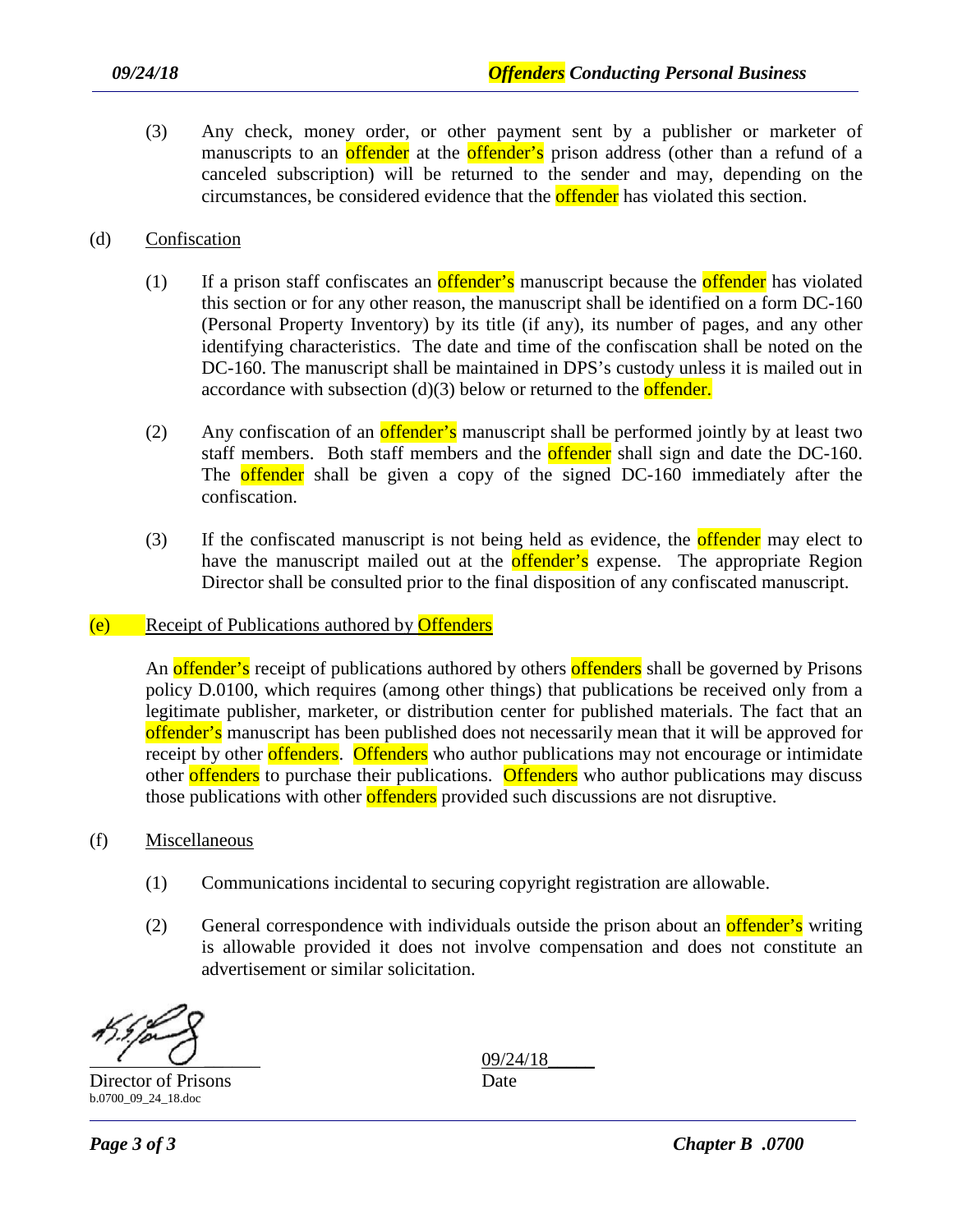(3) Any check, money order, or other payment sent by a publisher or marketer of manuscripts to an offender at the offender's prison address (other than a refund of a canceled subscription) will be returned to the sender and may, depending on the circumstances, be considered evidence that the offender has violated this section.

(d) Confiscation

(1) If a prison staff confiscates an offender's manuscript because the offender has violated this section or for any other reason, the manuscript shall be identified on a form DC-160 (Personal Property Inventory) by its title (if any), its number of pages, and any other identifying characteristics. The date and time of the confiscation shall be noted on the DC-160. The manuscript shall be maintained in DPS's custody unless it is mailed out in accordance with subsection (d)(3) below or returned to the offender.

(2) Any confiscation of an offender's manuscript shall be performed jointly by at least two staff members. Both staff members and the offender shall sign and date the DC-160. The offender shall be given a copy of the signed DC-160 immediately after the confiscation.

(3) If the confiscated manuscript is not being held as evidence, the offender may elect to have the manuscript mailed out at the offender's expense. The appropriate Region Director shall be consulted prior to the final disposition of any confiscated manuscript.

(e) Receipt of Publications authored by Offenders

An offender's receipt of publications authored by others offenders shall be governed by Prisons policy D.0100, which requires (among other things) that publications be received only from a legitimate publisher, marketer, or distribution center for published materials. The fact that an offender's manuscript has been published does not necessarily mean that it will be approved for receipt by other offenders. Offenders who author publications may not encourage or intimidate other offenders to purchase their publications. Offenders who author publications may discuss those publications with other offenders provided such discussions are not disruptive.

(f) Miscellaneous

(1) Communications incidental to securing copyright registration are allowable.

(2) General correspondence with individuals outside the prison about an offender's writing is allowable provided it does not involve compensation and does not constitute an advertisement or similar solicitation.

Director of Prisons

b.0700_09_24_18.doc

09/24/18

Date